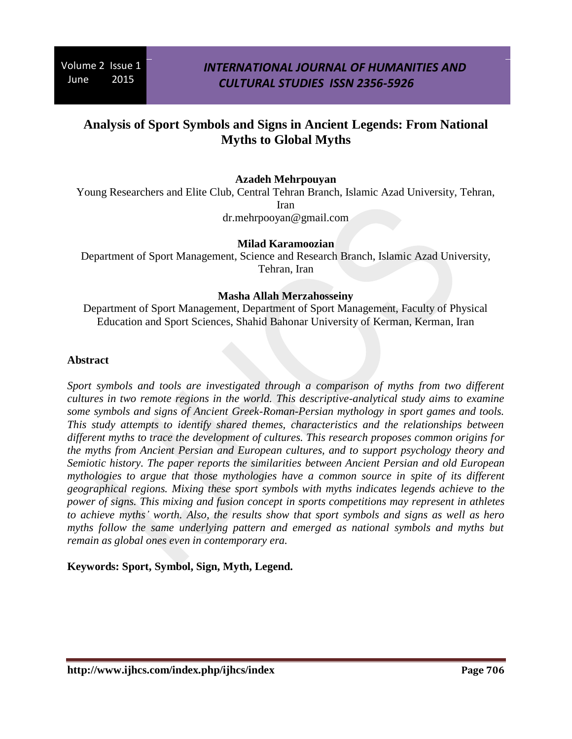# Analysis of Sport Symbols and Signs in Ancient Legends: From National Myths to Global Myths

**Azadeh Mehrpouyan**

Young Researchers and Elite Club, Central Tehran Branch, Islamic Azad University, Tehran, Iran

dr.mehrpooyan@gmail.com

**Milad Karamoozian**

Department of Sport Management, Science and Research Branch, Islamic Azad University, Tehran, Iran

**Masha Allah Merzahosseiny**

Department of Sport Management, Department of Sport Management, Faculty of Physical Education and Sport Sciences, Shahid Bahonar University of Kerman, Kerman, Iran

## Abstract

*Sport symbols and tools are investigated through a comparison of myths from two different cultures in two remote regions in the world. This descriptive-analytical study aims to examine some symbols and signs of Ancient Greek-Roman-Persian mythology in sport games and tools. This study attempts to identify shared themes, characteristics and the relationships between different myths to trace the development of cultures. This research proposes common origins for the myths from Ancient Persian and European cultures, and to support psychology theory and Semiotic history. The paper reports the similarities between Ancient Persian and old European mythologies to argue that those mythologies have a common source in spite of its different geographical regions. Mixing these sport symbols with myths indicates legends achieve to the power of signs. This mixing and fusion concept in sports competitions may represent in athletes to achieve myths' worth. Also, the results show that sport symbols and signs as well as hero myths follow the same underlying pattern and emerged as national symbols and myths but remain as global ones even in contemporary era.*

**Keywords: Sport, Symbol, Sign, Myth, Legend.**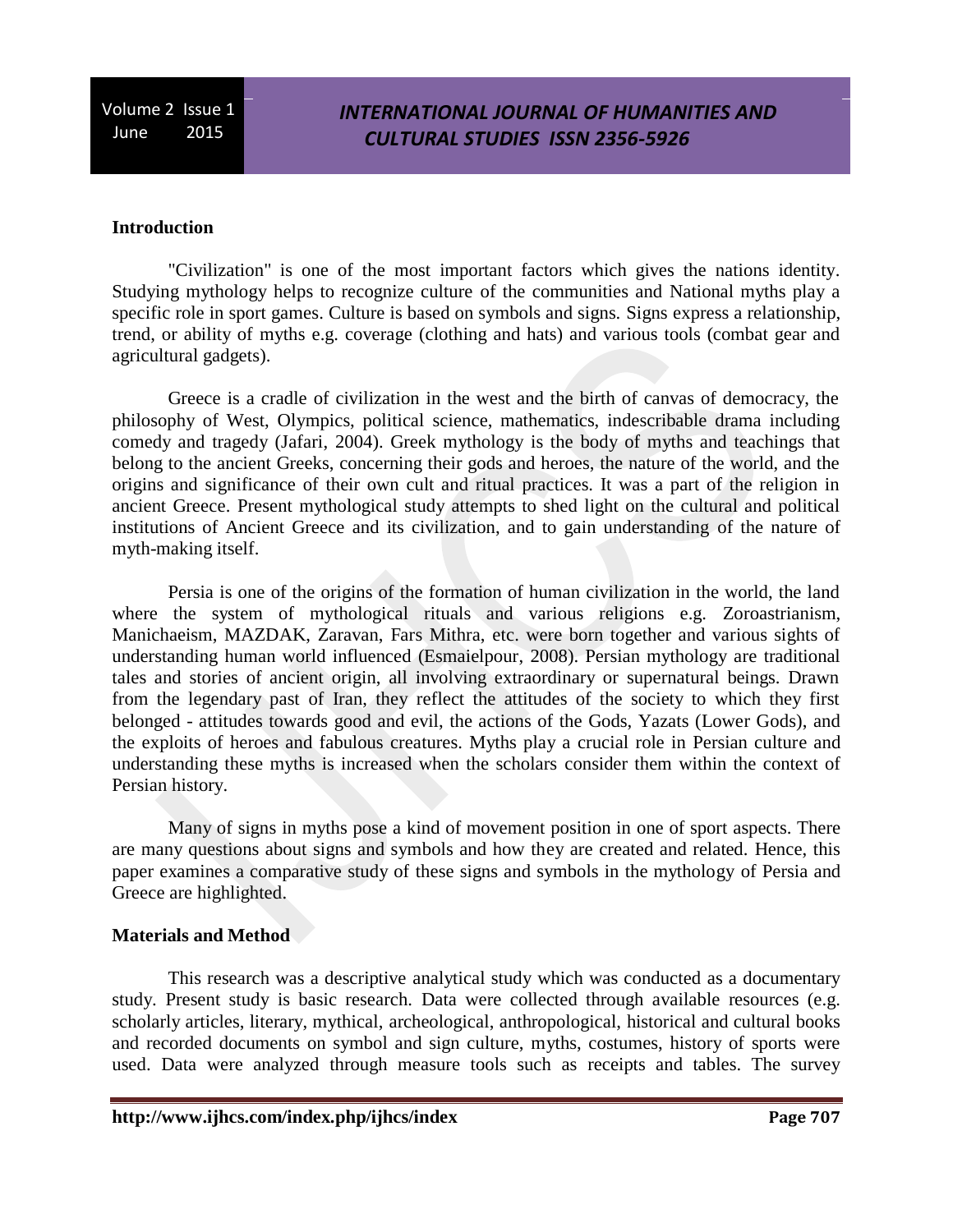## Introduction

"Civilization" is one of the most important factors which gives the nations identity. Studying mythology helps to recognize culture of the communities and National myths play a specific role in sport games. Culture is based on symbols and signs. Signs express a relationship, trend, or ability of myths e.g. coverage (clothing and hats) and various tools (combat gear and agricultural gadgets).

Greece is a cradle of civilization in the west and the birth of canvas of democracy, the philosophy of West, Olympics, political science, mathematics, indescribable drama including comedy and tragedy (Jafari, 2004). Greek mythology is the body of myths and teachings that belong to the ancient Greeks, concerning their gods and heroes, the nature of the world, and the origins and significance of their own cult and ritual practices. It was a part of the religion in ancient Greece. Present mythological study attempts to shed light on the cultural and political institutions of Ancient Greece and its civilization, and to gain understanding of the nature of myth-making itself.

Persia is one of the origins of the formation of human civilization in the world, the land where the system of mythological rituals and various religions e.g. Zoroastrianism, Manichaeism, MAZDAK, Zaravan, Fars Mithra, etc. were born together and various sights of understanding human world influenced (Esmaielpour, 2008). Persian mythology are traditional tales and stories of ancient origin, all involving extraordinary or supernatural beings. Drawn from the legendary past of Iran, they reflect the attitudes of the society to which they first belonged - attitudes towards good and evil, the actions of the Gods, Yazats (Lower Gods), and the exploits of heroes and fabulous creatures. Myths play a crucial role in Persian culture and understanding these myths is increased when the scholars consider them within the context of Persian history.

Many of signs in myths pose a kind of movement position in one of sport aspects. There are many questions about signs and symbols and how they are created and related. Hence, this paper examines a comparative study of these signs and symbols in the mythology of Persia and Greece are highlighted.

## Materials and Method

This research was a descriptive analytical study which was conducted as a documentary study. Present study is basic research. Data were collected through available resources (e.g. scholarly articles, literary, mythical, archeological, anthropological, historical and cultural books and recorded documents on symbol and sign culture, myths, costumes, history of sports were used. Data were analyzed through measure tools such as receipts and tables. The survey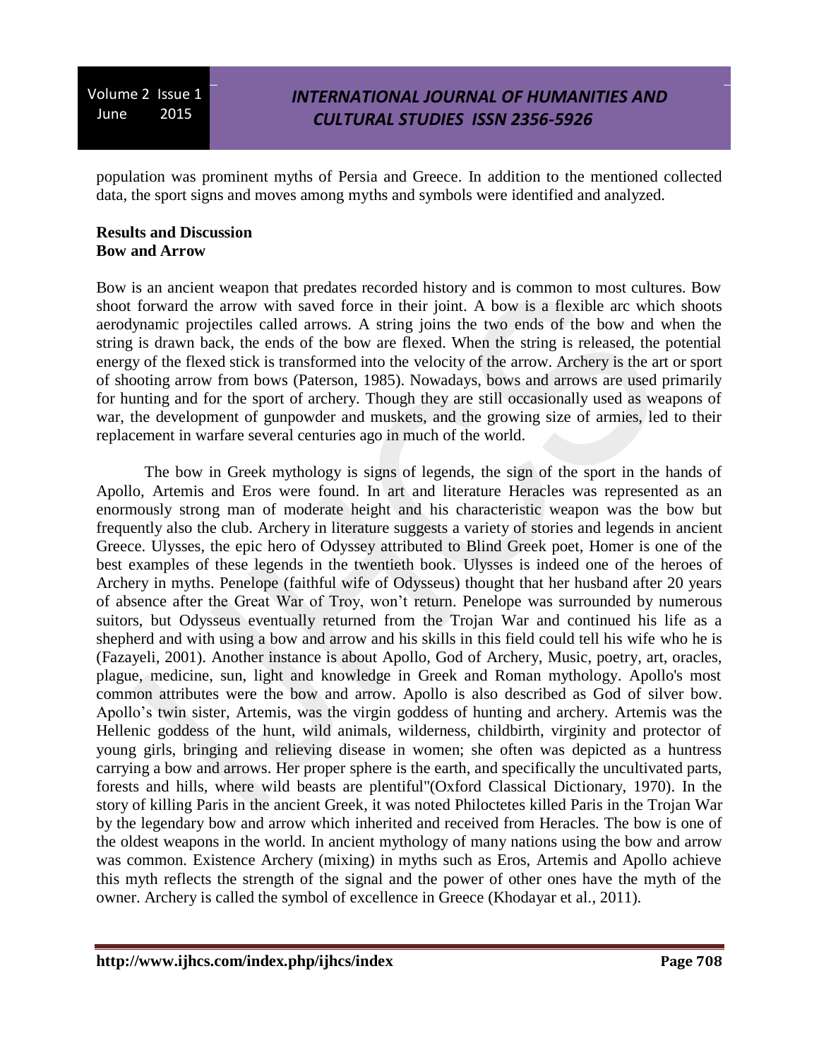population was prominent myths of Persia and Greece. In addition to the mentioned collected data, the sport signs and moves among myths and symbols were identified and analyzed.

## Results and Discussion

### Bow and Arrow

Bow is an ancient weapon that predates recorded history and is common to most cultures. Bow shoot forward the arrow with saved force in their joint. A bow is a flexible arc which shoots aerodynamic projectiles called arrows. A string joins the two ends of the bow and when the string is drawn back, the ends of the bow are flexed. When the string is released, the potential energy of the flexed stick is transformed into the velocity of the arrow. Archery is the art or sport of shooting arrow from bows (Paterson, 1985). Nowadays, bows and arrows are used primarily for hunting and for the sport of archery. Though they are still occasionally used as weapons of war, the development of gunpowder and muskets, and the growing size of armies, led to their replacement in warfare several centuries ago in much of the world.

The bow in Greek mythology is signs of legends, the sign of the sport in the hands of Apollo, Artemis and Eros were found. In art and literature Heracles was represented as an enormously strong man of moderate height and his characteristic weapon was the bow but frequently also the club. Archery in literature suggests a variety of stories and legends in ancient Greece. Ulysses, the epic hero of Odyssey attributed to Blind Greek poet, Homer is one of the best examples of these legends in the twentieth book. Ulysses is indeed one of the heroes of Archery in myths. Penelope (faithful wife of Odysseus) thought that her husband after 20 years of absence after the Great War of Troy, won't return. Penelope was surrounded by numerous suitors, but Odysseus eventually returned from the Trojan War and continued his life as a shepherd and with using a bow and arrow and his skills in this field could tell his wife who he is (Fazayeli, 2001). Another instance is about Apollo, God of Archery, Music, poetry, art, oracles, plague, medicine, sun, light and knowledge in Greek and Roman mythology. Apollo's most common attributes were the bow and arrow. Apollo is also described as God of silver bow. Apollo's twin sister, Artemis, was the virgin goddess of hunting and archery. Artemis was the Hellenic goddess of the hunt, wild animals, wilderness, childbirth, virginity and protector of young girls, bringing and relieving disease in women; she often was depicted as a huntress carrying a bow and arrows. Her proper sphere is the earth, and specifically the uncultivated parts, forests and hills, where wild beasts are plentiful"(Oxford Classical Dictionary, 1970). In the story of killing Paris in the ancient Greek, it was noted Philoctetes killed Paris in the Trojan War by the legendary bow and arrow which inherited and received from Heracles. The bow is one of the oldest weapons in the world. In ancient mythology of many nations using the bow and arrow was common. Existence Archery (mixing) in myths such as Eros, Artemis and Apollo achieve this myth reflects the strength of the signal and the power of other ones have the myth of the owner. Archery is called the symbol of excellence in Greece (Khodayar et al., 2011).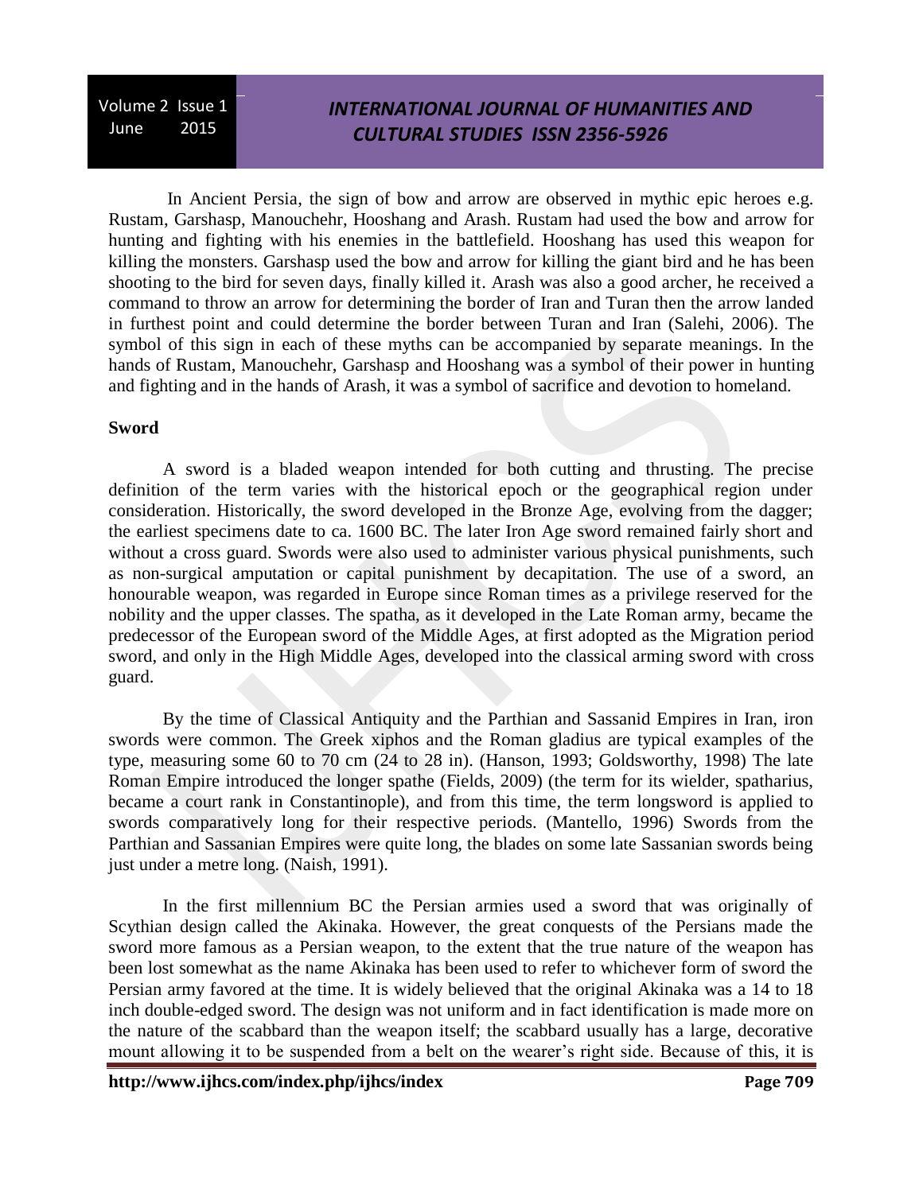In Ancient Persia, the sign of bow and arrow are observed in mythic epic heroes e.g. Rustam, Garshasp, Manouchehr, Hooshang and Arash. Rustam had used the bow and arrow for hunting and fighting with his enemies in the battlefield. Hooshang has used this weapon for killing the monsters. Garshasp used the bow and arrow for killing the giant bird and he has been shooting to the bird for seven days, finally killed it. Arash was also a good archer, he received a command to throw an arrow for determining the border of Iran and Turan then the arrow landed in furthest point and could determine the border between Turan and Iran (Salehi, 2006). The symbol of this sign in each of these myths can be accompanied by separate meanings. In the hands of Rustam, Manouchehr, Garshasp and Hooshang was a symbol of their power in hunting and fighting and in the hands of Arash, it was a symbol of sacrifice and devotion to homeland.

**Sword**

A sword is a bladed weapon intended for both cutting and thrusting. The precise definition of the term varies with the historical epoch or the geographical region under consideration. Historically, the sword developed in the Bronze Age, evolving from the dagger; the earliest specimens date to ca. 1600 BC. The later Iron Age sword remained fairly short and without a cross guard. Swords were also used to administer various physical punishments, such as non-surgical amputation or capital punishment by decapitation. The use of a sword, an honourable weapon, was regarded in Europe since Roman times as a privilege reserved for the nobility and the upper classes. The spatha, as it developed in the Late Roman army, became the predecessor of the European sword of the Middle Ages, at first adopted as the Migration period sword, and only in the High Middle Ages, developed into the classical arming sword with cross guard.

By the time of Classical Antiquity and the Parthian and Sassanid Empires in Iran, iron swords were common. The Greek xiphos and the Roman gladius are typical examples of the type, measuring some 60 to 70 cm (24 to 28 in). (Hanson, 1993; Goldsworthy, 1998) The late Roman Empire introduced the longer spathe (Fields, 2009) (the term for its wielder, spatharius, became a court rank in Constantinople), and from this time, the term longsword is applied to swords comparatively long for their respective periods. (Mantello, 1996) Swords from the Parthian and Sassanian Empires were quite long, the blades on some late Sassanian swords being just under a metre long. (Naish, 1991).

In the first millennium BC the Persian armies used a sword that was originally of Scythian design called the Akinaka. However, the great conquests of the Persians made the sword more famous as a Persian weapon, to the extent that the true nature of the weapon has been lost somewhat as the name Akinaka has been used to refer to whichever form of sword the Persian army favored at the time. It is widely believed that the original Akinaka was a 14 to 18 inch double-edged sword. The design was not uniform and in fact identification is made more on the nature of the scabbard than the weapon itself; the scabbard usually has a large, decorative mount allowing it to be suspended from a belt on the wearer's right side. Because of this, it is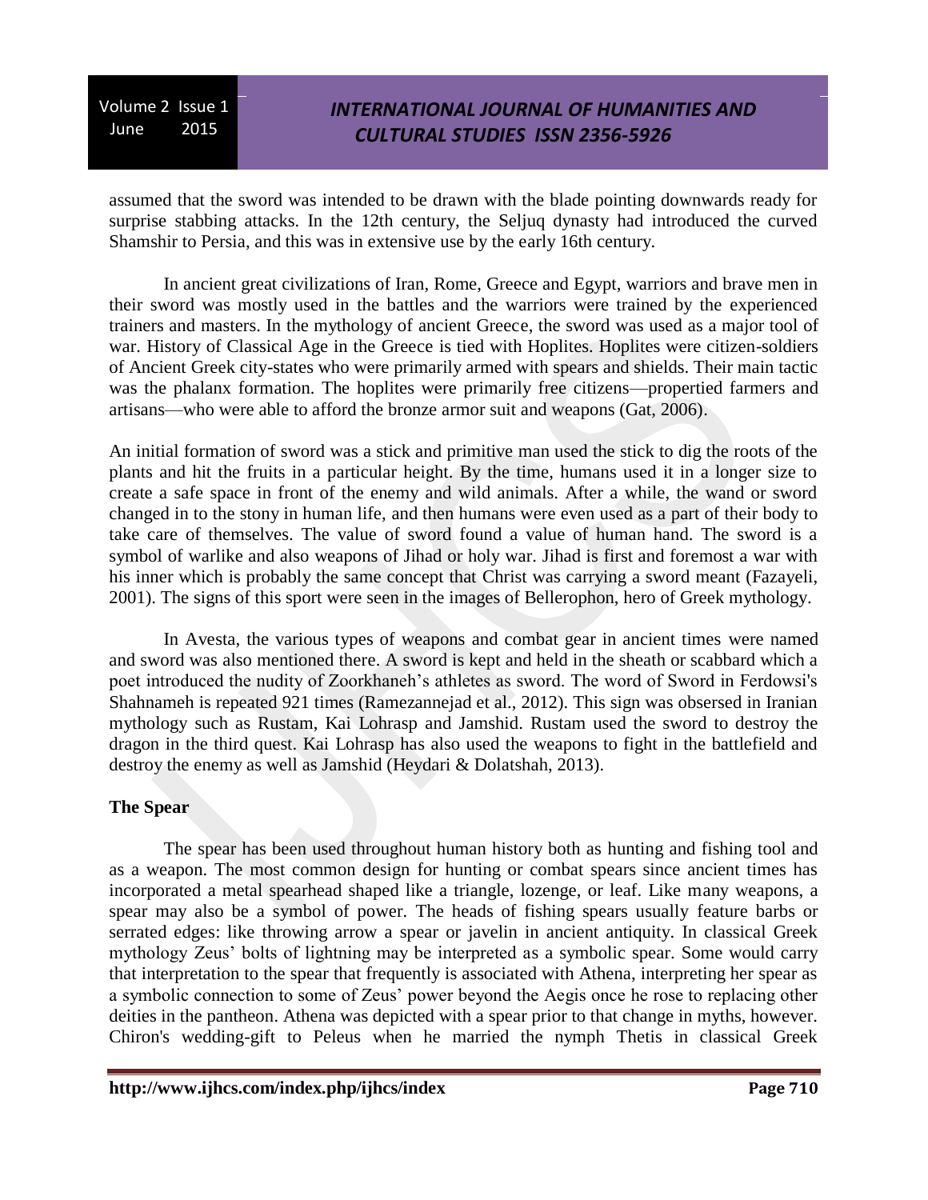assumed that the sword was intended to be drawn with the blade pointing downwards ready for surprise stabbing attacks. In the 12th century, the Seljuq dynasty had introduced the curved Shamshir to Persia, and this was in extensive use by the early 16th century.

In ancient great civilizations of Iran, Rome, Greece and Egypt, warriors and brave men in their sword was mostly used in the battles and the warriors were trained by the experienced trainers and masters. In the mythology of ancient Greece, the sword was used as a major tool of war. History of Classical Age in the Greece is tied with Hoplites. Hoplites were citizen-soldiers of Ancient Greek city-states who were primarily armed with spears and shields. Their main tactic was the phalanx formation. The hoplites were primarily free citizens—propertied farmers and artisans—who were able to afford the bronze armor suit and weapons (Gat, 2006).

An initial formation of sword was a stick and primitive man used the stick to dig the roots of the plants and hit the fruits in a particular height. By the time, humans used it in a longer size to create a safe space in front of the enemy and wild animals. After a while, the wand or sword changed in to the stony in human life, and then humans were even used as a part of their body to take care of themselves. The value of sword found a value of human hand. The sword is a symbol of warlike and also weapons of Jihad or holy war. Jihad is first and foremost a war with his inner which is probably the same concept that Christ was carrying a sword meant (Fazayeli, 2001). The signs of this sport were seen in the images of Bellerophon, hero of Greek mythology.

In Avesta, the various types of weapons and combat gear in ancient times were named and sword was also mentioned there. A sword is kept and held in the sheath or scabbard which a poet introduced the nudity of Zoorkhaneh's athletes as sword. The word of Sword in Ferdowsi's Shahnameh is repeated 921 times (Ramezannejad et al., 2012). This sign was obsersed in Iranian mythology such as Rustam, Kai Lohrasp and Jamshid. Rustam used the sword to destroy the dragon in the third quest. Kai Lohrasp has also used the weapons to fight in the battlefield and destroy the enemy as well as Jamshid (Heydari & Dolatshah, 2013).

**The Spear**

The spear has been used throughout human history both as hunting and fishing tool and as a weapon. The most common design for hunting or combat spears since ancient times has incorporated a metal spearhead shaped like a triangle, lozenge, or leaf. Like many weapons, a spear may also be a symbol of power. The heads of fishing spears usually feature barbs or serrated edges: like throwing arrow a spear or javelin in ancient antiquity. In classical Greek mythology Zeus' bolts of lightning may be interpreted as a symbolic spear. Some would carry that interpretation to the spear that frequently is associated with Athena, interpreting her spear as a symbolic connection to some of Zeus' power beyond the Aegis once he rose to replacing other deities in the pantheon. Athena was depicted with a spear prior to that change in myths, however. Chiron's wedding-gift to Peleus when he married the nymph Thetis in classical Greek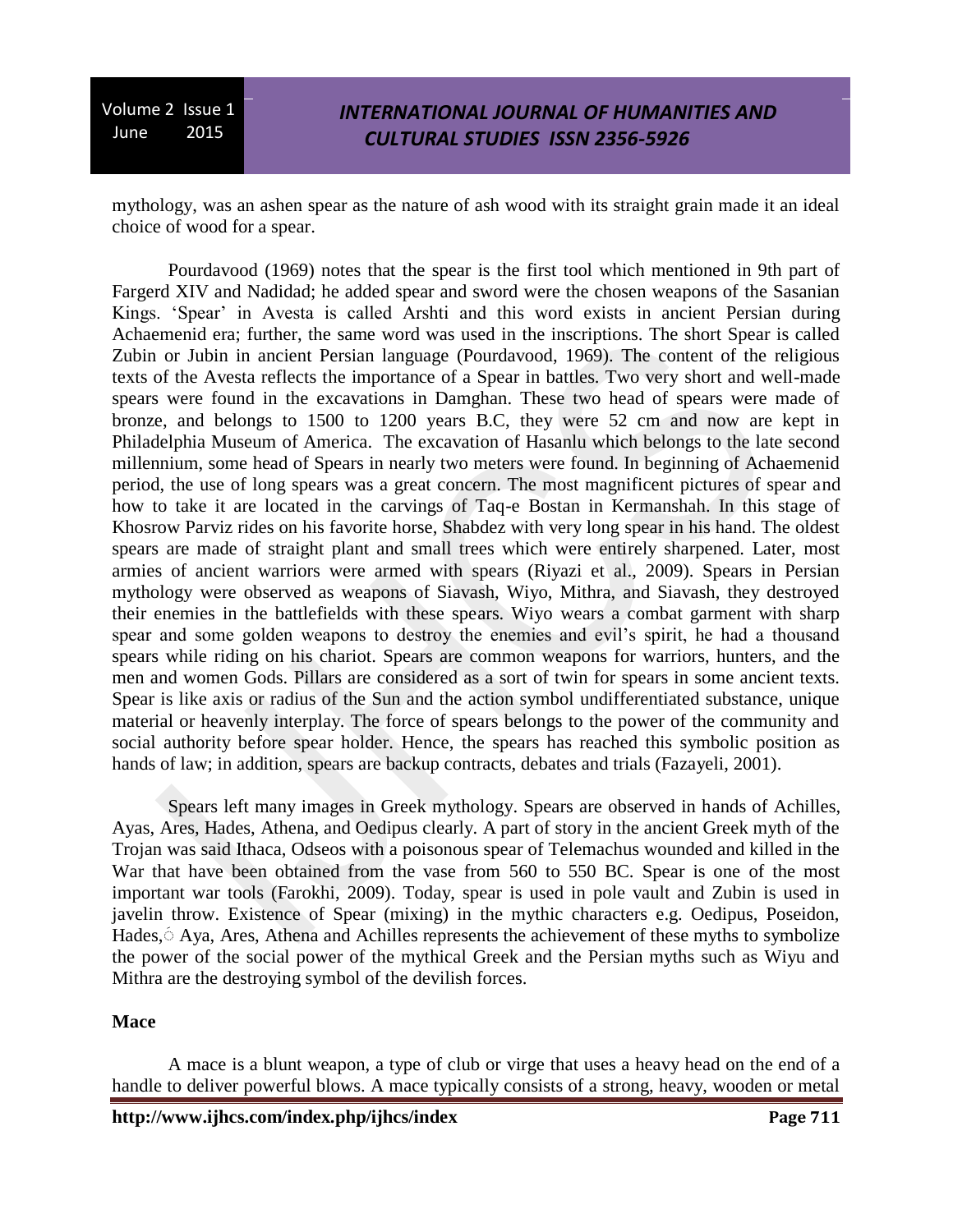mythology, was an ashen spear as the nature of ash wood with its straight grain made it an ideal choice of wood for a spear.

Pourdavood (1969) notes that the spear is the first tool which mentioned in 9th part of Fargerd XIV and Nadidad; he added spear and sword were the chosen weapons of the Sasanian Kings. 'Spear' in Avesta is called Arshti and this word exists in ancient Persian during Achaemenid era; further, the same word was used in the inscriptions. The short Spear is called Zubin or Jubin in ancient Persian language (Pourdavood, 1969). The content of the religious texts of the Avesta reflects the importance of a Spear in battles. Two very short and well-made spears were found in the excavations in Damghan. These two head of spears were made of bronze, and belongs to 1500 to 1200 years B.C, they were 52 cm and now are kept in Philadelphia Museum of America. The excavation of Hasanlu which belongs to the late second millennium, some head of Spears in nearly two meters were found. In beginning of Achaemenid period, the use of long spears was a great concern. The most magnificent pictures of spear and how to take it are located in the carvings of Taq-e Bostan in Kermanshah. In this stage of Khosrow Parviz rides on his favorite horse, Shabdez with very long spear in his hand. The oldest spears are made of straight plant and small trees which were entirely sharpened. Later, most armies of ancient warriors were armed with spears (Riyazi et al., 2009). Spears in Persian mythology were observed as weapons of Siavash, Wiyo, Mithra, and Siavash, they destroyed their enemies in the battlefields with these spears. Wiyo wears a combat garment with sharp spear and some golden weapons to destroy the enemies and evil's spirit, he had a thousand spears while riding on his chariot. Spears are common weapons for warriors, hunters, and the men and women Gods. Pillars are considered as a sort of twin for spears in some ancient texts. Spear is like axis or radius of the Sun and the action symbol undifferentiated substance, unique material or heavenly interplay. The force of spears belongs to the power of the community and social authority before spear holder. Hence, the spears has reached this symbolic position as hands of law; in addition, spears are backup contracts, debates and trials (Fazayeli, 2001).

Spears left many images in Greek mythology. Spears are observed in hands of Achilles, Ayas, Ares, Hades, Athena, and Oedipus clearly. A part of story in the ancient Greek myth of the Trojan was said Ithaca, Odseos with a poisonous spear of Telemachus wounded and killed in the War that have been obtained from the vase from 560 to 550 BC. Spear is one of the most important war tools (Farokhi, 2009). Today, spear is used in pole vault and Zubin is used in javelin throw. Existence of Spear (mixing) in the mythic characters e.g. Oedipus, Poseidon, Hades, Aya, Ares, Athena and Achilles represents the achievement of these myths to symbolize the power of the social power of the mythical Greek and the Persian myths such as Wiyu and Mithra are the destroying symbol of the devilish forces.

**Mace**

A mace is a blunt weapon, a type of club or virge that uses a heavy head on the end of a handle to deliver powerful blows. A mace typically consists of a strong, heavy, wooden or metal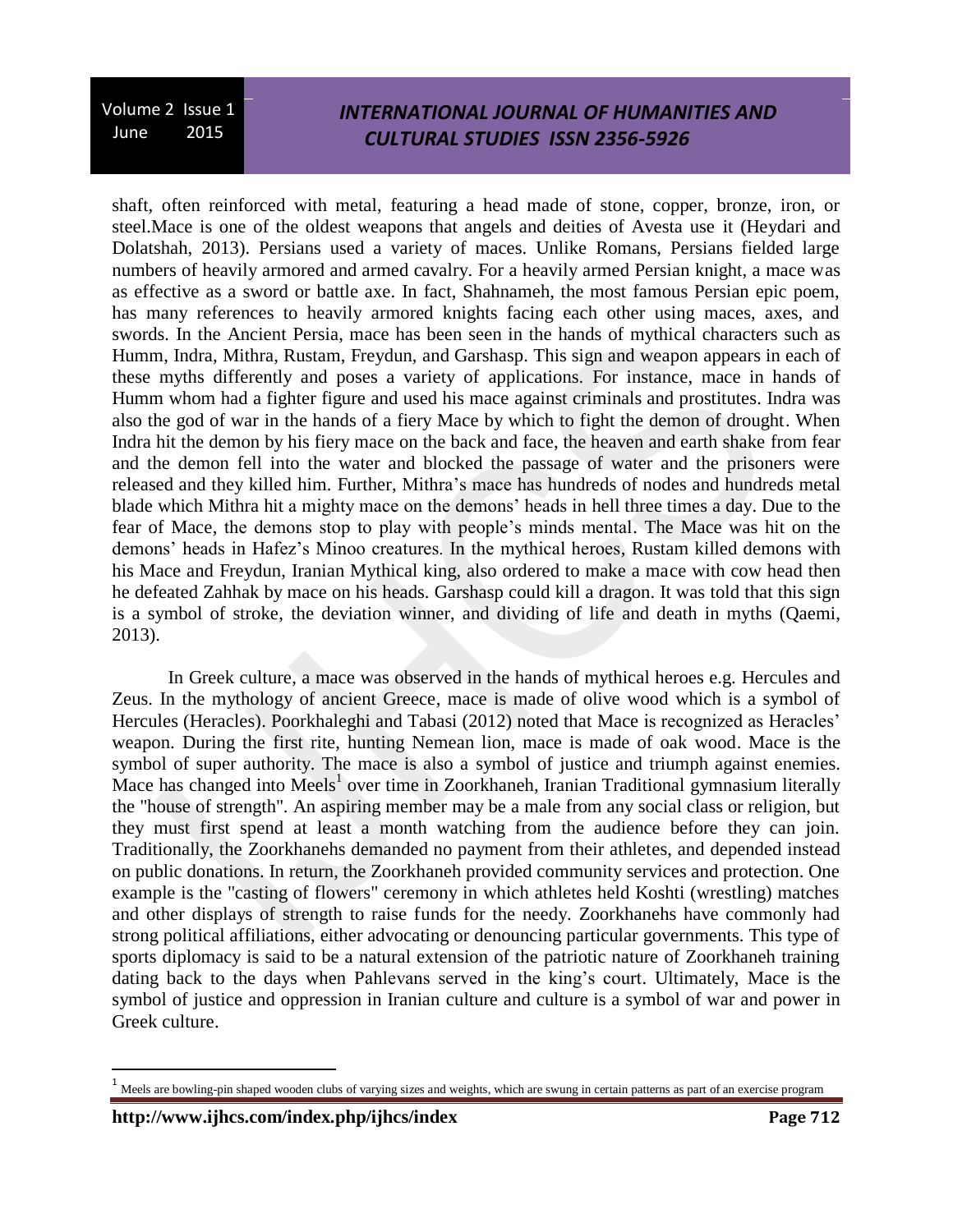shaft, often reinforced with metal, featuring a head made of stone, copper, bronze, iron, or steel.Mace is one of the oldest weapons that angels and deities of Avesta use it (Heydari and Dolatshah, 2013). Persians used a variety of maces. Unlike Romans, Persians fielded large numbers of heavily armored and armed cavalry. For a heavily armed Persian knight, a mace was as effective as a sword or battle axe. In fact, Shahnameh, the most famous Persian epic poem, has many references to heavily armored knights facing each other using maces, axes, and swords. In the Ancient Persia, mace has been seen in the hands of mythical characters such as Humm, Indra, Mithra, Rustam, Freydun, and Garshasp. This sign and weapon appears in each of these myths differently and poses a variety of applications. For instance, mace in hands of Humm whom had a fighter figure and used his mace against criminals and prostitutes. Indra was also the god of war in the hands of a fiery Mace by which to fight the demon of drought. When Indra hit the demon by his fiery mace on the back and face, the heaven and earth shake from fear and the demon fell into the water and blocked the passage of water and the prisoners were released and they killed him. Further, Mithra's mace has hundreds of nodes and hundreds metal blade which Mithra hit a mighty mace on the demons' heads in hell three times a day. Due to the fear of Mace, the demons stop to play with people's minds mental. The Mace was hit on the demons' heads in Hafez's Minoo creatures. In the mythical heroes, Rustam killed demons with his Mace and Freydun, Iranian Mythical king, also ordered to make a mace with cow head then he defeated Zahhak by mace on his heads. Garshasp could kill a dragon. It was told that this sign is a symbol of stroke, the deviation winner, and dividing of life and death in myths (Qaemi, 2013).

In Greek culture, a mace was observed in the hands of mythical heroes e.g. Hercules and Zeus. In the mythology of ancient Greece, mace is made of olive wood which is a symbol of Hercules (Heracles). Poorkhaleghi and Tabasi (2012) noted that Mace is recognized as Heracles' weapon. During the first rite, hunting Nemean lion, mace is made of oak wood. Mace is the symbol of super authority. The mace is also a symbol of justice and triumph against enemies. Mace has changed into Meels[1] over time in Zoorkhaneh, Iranian Traditional gymnasium literally the "house of strength". An aspiring member may be a male from any social class or religion, but they must first spend at least a month watching from the audience before they can join. Traditionally, the Zoorkhanehs demanded no payment from their athletes, and depended instead on public donations. In return, the Zoorkhaneh provided community services and protection. One example is the "casting of flowers" ceremony in which athletes held Koshti (wrestling) matches and other displays of strength to raise funds for the needy. Zoorkhanehs have commonly had strong political affiliations, either advocating or denouncing particular governments. This type of sports diplomacy is said to be a natural extension of the patriotic nature of Zoorkhaneh training dating back to the days when Pahlevans served in the king's court. Ultimately, Mace is the symbol of justice and oppression in Iranian culture and culture is a symbol of war and power in Greek culture.

[1] Meels are bowling-pin shaped wooden clubs of varying sizes and weights, which are swung in certain patterns as part of an exercise program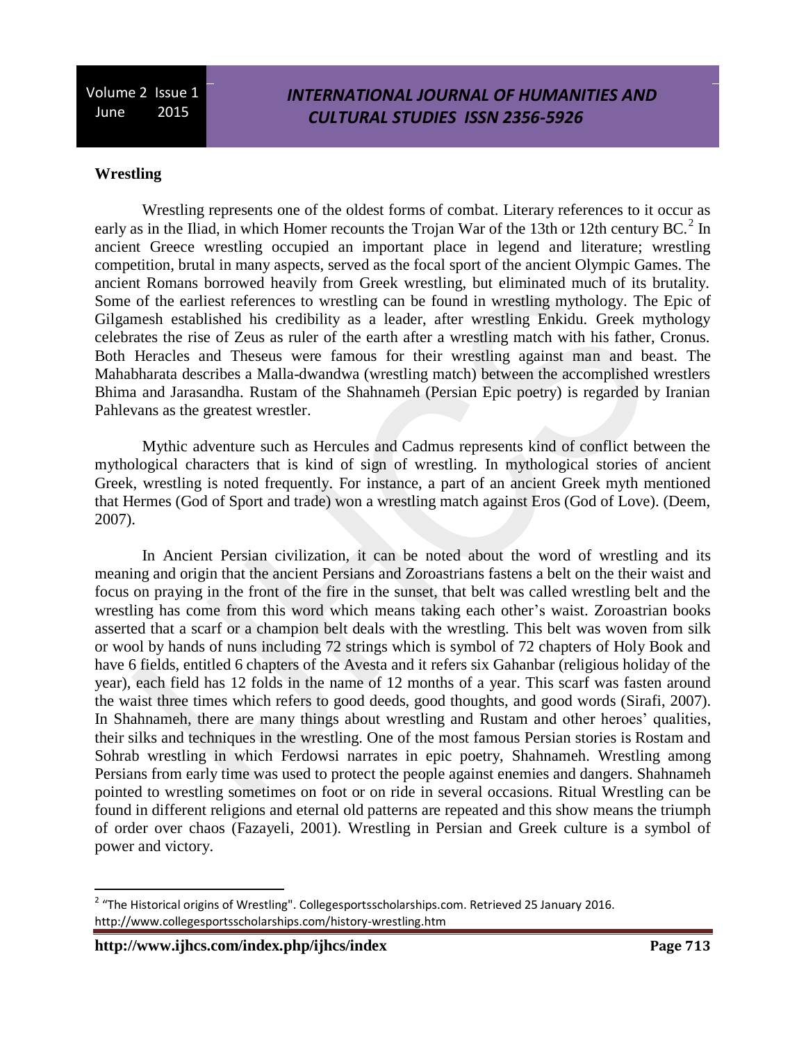**Wrestling**

Wrestling represents one of the oldest forms of combat. Literary references to it occur as early as in the Iliad, in which Homer recounts the Trojan War of the 13th or 12th century BC.[2] In ancient Greece wrestling occupied an important place in legend and literature; wrestling competition, brutal in many aspects, served as the focal sport of the ancient Olympic Games. The ancient Romans borrowed heavily from Greek wrestling, but eliminated much of its brutality. Some of the earliest references to wrestling can be found in wrestling mythology. The Epic of Gilgamesh established his credibility as a leader, after wrestling Enkidu. Greek mythology celebrates the rise of Zeus as ruler of the earth after a wrestling match with his father, Cronus. Both Heracles and Theseus were famous for their wrestling against man and beast. The Mahabharata describes a Malla-dwandwa (wrestling match) between the accomplished wrestlers Bhima and Jarasandha. Rustam of the Shahnameh (Persian Epic poetry) is regarded by Iranian Pahlevans as the greatest wrestler.

Mythic adventure such as Hercules and Cadmus represents kind of conflict between the mythological characters that is kind of sign of wrestling. In mythological stories of ancient Greek, wrestling is noted frequently. For instance, a part of an ancient Greek myth mentioned that Hermes (God of Sport and trade) won a wrestling match against Eros (God of Love). (Deem, 2007).

In Ancient Persian civilization, it can be noted about the word of wrestling and its meaning and origin that the ancient Persians and Zoroastrians fastens a belt on the their waist and focus on praying in the front of the fire in the sunset, that belt was called wrestling belt and the wrestling has come from this word which means taking each other's waist. Zoroastrian books asserted that a scarf or a champion belt deals with the wrestling. This belt was woven from silk or wool by hands of nuns including 72 strings which is symbol of 72 chapters of Holy Book and have 6 fields, entitled 6 chapters of the Avesta and it refers six Gahanbar (religious holiday of the year), each field has 12 folds in the name of 12 months of a year. This scarf was fasten around the waist three times which refers to good deeds, good thoughts, and good words (Sirafi, 2007). In Shahnameh, there are many things about wrestling and Rustam and other heroes' qualities, their silks and techniques in the wrestling. One of the most famous Persian stories is Rostam and Sohrab wrestling in which Ferdowsi narrates in epic poetry, Shahnameh. Wrestling among Persians from early time was used to protect the people against enemies and dangers. Shahnameh pointed to wrestling sometimes on foot or on ride in several occasions. Ritual Wrestling can be found in different religions and eternal old patterns are repeated and this show means the triumph of order over chaos (Fazayeli, 2001). Wrestling in Persian and Greek culture is a symbol of power and victory.

[2] "The Historical origins of Wrestling". Collegesportsscholarships.com. Retrieved 25 January 2016. http://www.collegesportsscholarships.com/history-wrestling.htm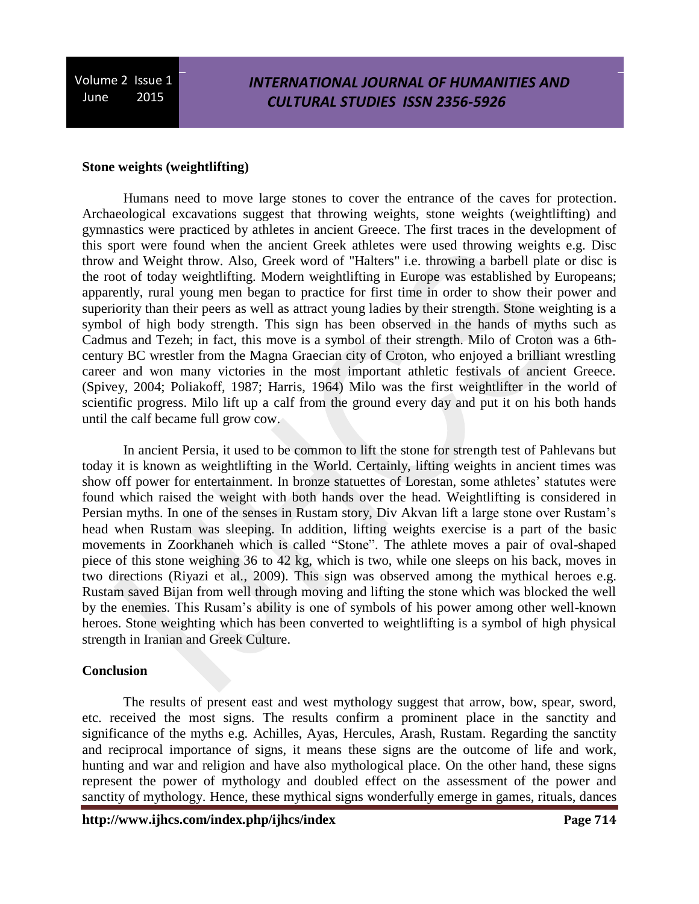**Stone weights (weightlifting)**

Humans need to move large stones to cover the entrance of the caves for protection. Archaeological excavations suggest that throwing weights, stone weights (weightlifting) and gymnastics were practiced by athletes in ancient Greece. The first traces in the development of this sport were found when the ancient Greek athletes were used throwing weights e.g. Disc throw and Weight throw. Also, Greek word of "Halters" i.e. throwing a barbell plate or disc is the root of today weightlifting. Modern weightlifting in Europe was established by Europeans; apparently, rural young men began to practice for first time in order to show their power and superiority than their peers as well as attract young ladies by their strength. Stone weighting is a symbol of high body strength. This sign has been observed in the hands of myths such as Cadmus and Tezeh; in fact, this move is a symbol of their strength. Milo of Croton was a 6th-century BC wrestler from the Magna Graecian city of Croton, who enjoyed a brilliant wrestling career and won many victories in the most important athletic festivals of ancient Greece. (Spivey, 2004; Poliakoff, 1987; Harris, 1964) Milo was the first weightlifter in the world of scientific progress. Milo lift up a calf from the ground every day and put it on his both hands until the calf became full grow cow.

In ancient Persia, it used to be common to lift the stone for strength test of Pahlevans but today it is known as weightlifting in the World. Certainly, lifting weights in ancient times was show off power for entertainment. In bronze statuettes of Lorestan, some athletes' statutes were found which raised the weight with both hands over the head. Weightlifting is considered in Persian myths. In one of the senses in Rustam story, Div Akvan lift a large stone over Rustam's head when Rustam was sleeping. In addition, lifting weights exercise is a part of the basic movements in Zoorkhaneh which is called "Stone". The athlete moves a pair of oval-shaped piece of this stone weighing 36 to 42 kg, which is two, while one sleeps on his back, moves in two directions (Riyazi et al., 2009). This sign was observed among the mythical heroes e.g. Rustam saved Bijan from well through moving and lifting the stone which was blocked the well by the enemies. This Rusam's ability is one of symbols of his power among other well-known heroes. Stone weighting which has been converted to weightlifting is a symbol of high physical strength in Iranian and Greek Culture.

**Conclusion**

The results of present east and west mythology suggest that arrow, bow, spear, sword, etc. received the most signs. The results confirm a prominent place in the sanctity and significance of the myths e.g. Achilles, Ayas, Hercules, Arash, Rustam. Regarding the sanctity and reciprocal importance of signs, it means these signs are the outcome of life and work, hunting and war and religion and have also mythological place. On the other hand, these signs represent the power of mythology and doubled effect on the assessment of the power and sanctity of mythology. Hence, these mythical signs wonderfully emerge in games, rituals, dances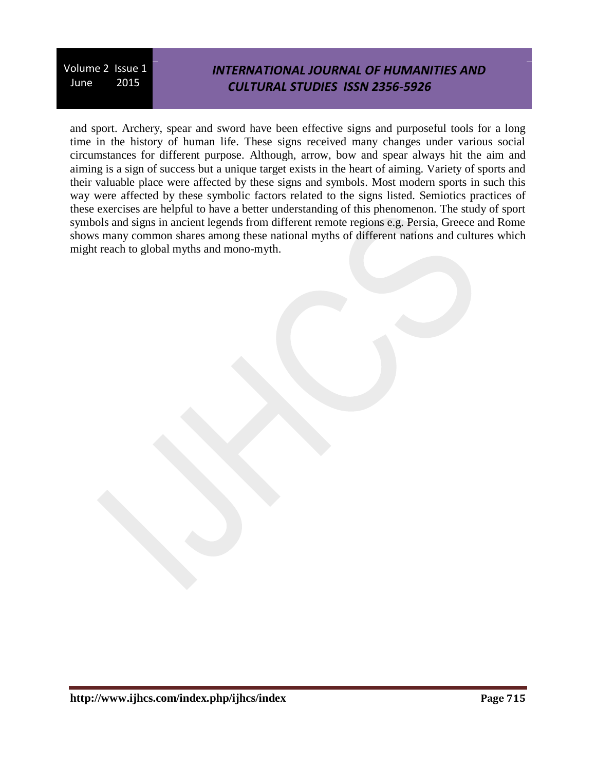and sport. Archery, spear and sword have been effective signs and purposeful tools for a long time in the history of human life. These signs received many changes under various social circumstances for different purpose. Although, arrow, bow and spear always hit the aim and aiming is a sign of success but a unique target exists in the heart of aiming. Variety of sports and their valuable place were affected by these signs and symbols. Most modern sports in such this way were affected by these symbolic factors related to the signs listed. Semiotics practices of these exercises are helpful to have a better understanding of this phenomenon. The study of sport symbols and signs in ancient legends from different remote regions e.g. Persia, Greece and Rome shows many common shares among these national myths of different nations and cultures which might reach to global myths and mono-myth.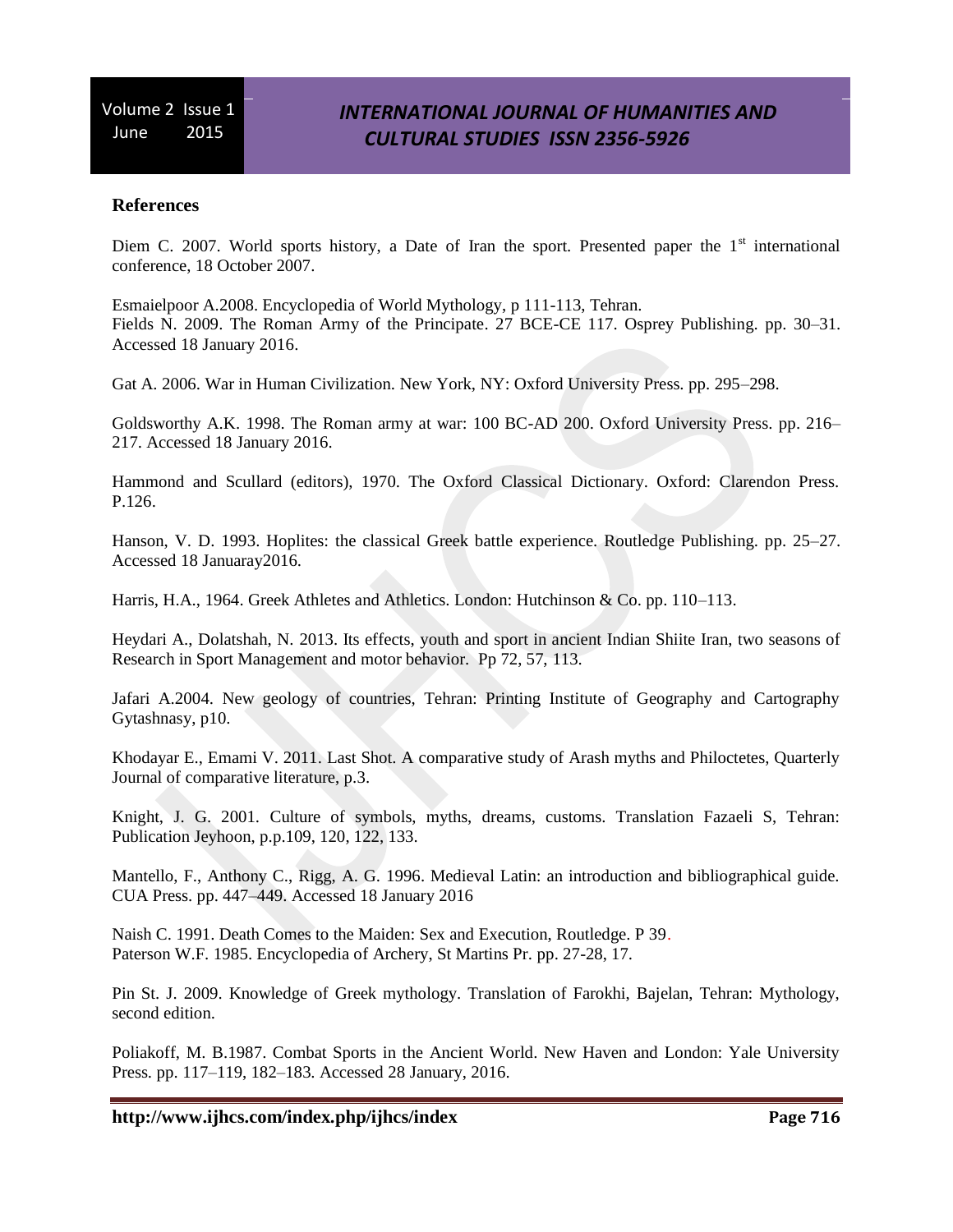## References

Diem C. 2007. World sports history, a Date of Iran the sport. Presented paper the 1st international conference, 18 October 2007.

Esmaielpoor A.2008. Encyclopedia of World Mythology, p 111-113, Tehran.
Fields N. 2009. The Roman Army of the Principate. 27 BCE-CE 117. Osprey Publishing. pp. 30–31. Accessed 18 January 2016.

Gat A. 2006. War in Human Civilization. New York, NY: Oxford University Press. pp. 295–298.

Goldsworthy A.K. 1998. The Roman army at war: 100 BC-AD 200. Oxford University Press. pp. 216–217. Accessed 18 January 2016.

Hammond and Scullard (editors), 1970. The Oxford Classical Dictionary. Oxford: Clarendon Press. P.126.

Hanson, V. D. 1993. Hoplites: the classical Greek battle experience. Routledge Publishing. pp. 25–27. Accessed 18 Januaray2016.

Harris, H.A., 1964. Greek Athletes and Athletics. London: Hutchinson & Co. pp. 110–113.

Heydari A., Dolatshah, N. 2013. Its effects, youth and sport in ancient Indian Shiite Iran, two seasons of Research in Sport Management and motor behavior. Pp 72, 57, 113.

Jafari A.2004. New geology of countries, Tehran: Printing Institute of Geography and Cartography Gytashnasy, p10.

Khodayar E., Emami V. 2011. Last Shot. A comparative study of Arash myths and Philoctetes, Quarterly Journal of comparative literature, p.3.

Knight, J. G. 2001. Culture of symbols, myths, dreams, customs. Translation Fazaeli S, Tehran: Publication Jeyhoon, p.p.109, 120, 122, 133.

Mantello, F., Anthony C., Rigg, A. G. 1996. Medieval Latin: an introduction and bibliographical guide. CUA Press. pp. 447–449. Accessed 18 January 2016

Naish C. 1991. Death Comes to the Maiden: Sex and Execution, Routledge. P 39.
Paterson W.F. 1985. Encyclopedia of Archery, St Martins Pr. pp. 27-28, 17.

Pin St. J. 2009. Knowledge of Greek mythology. Translation of Farokhi, Bajelan, Tehran: Mythology, second edition.

Poliakoff, M. B.1987. Combat Sports in the Ancient World. New Haven and London: Yale University Press. pp. 117–119, 182–183. Accessed 28 January, 2016.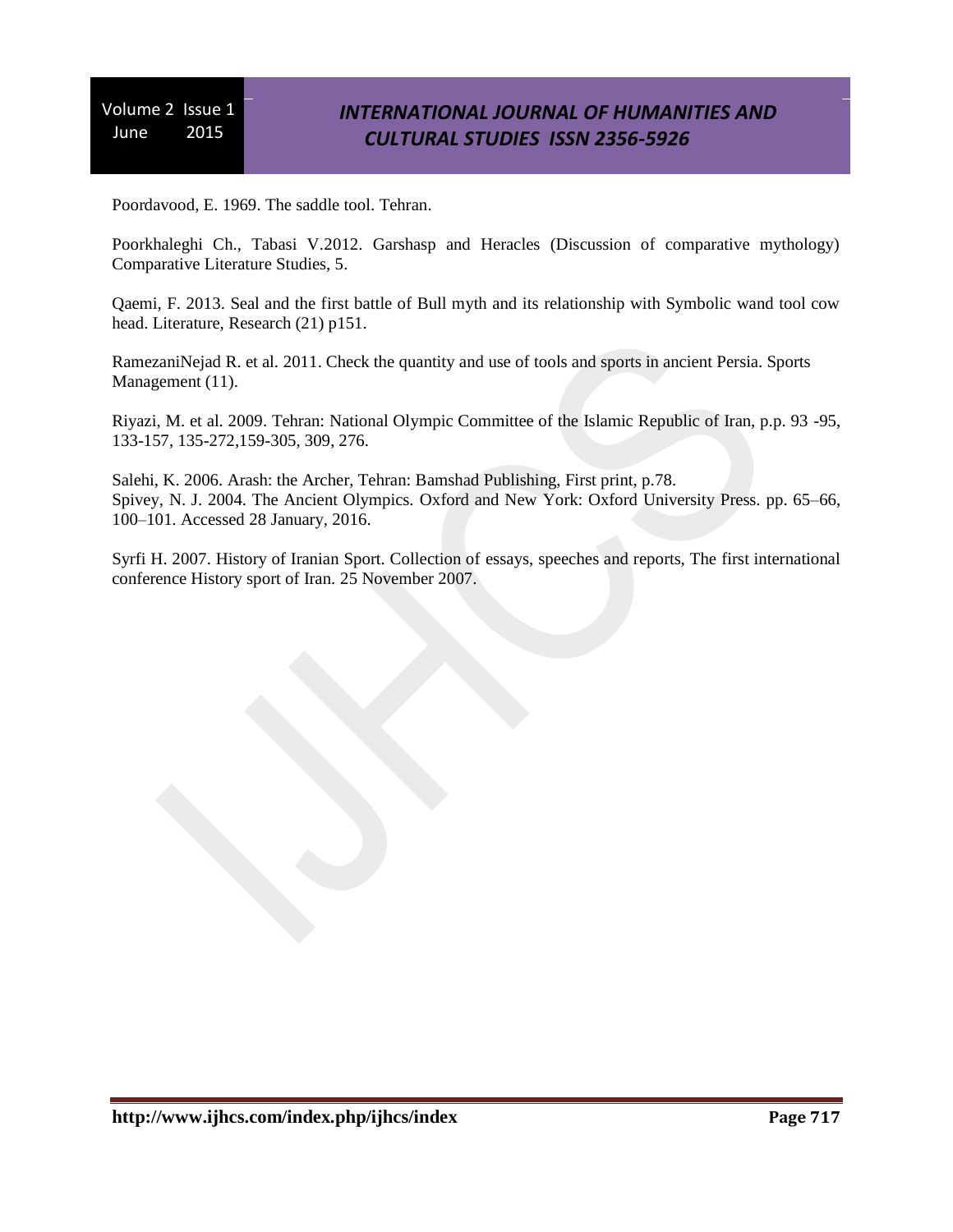Poordavood, E. 1969. The saddle tool. Tehran.

Poorkhaleghi Ch., Tabasi V.2012. Garshasp and Heracles (Discussion of comparative mythology) Comparative Literature Studies, 5.

Qaemi, F. 2013. Seal and the first battle of Bull myth and its relationship with Symbolic wand tool cow head. Literature, Research (21) p151.

RamezaniNejad R. et al. 2011. Check the quantity and use of tools and sports in ancient Persia. Sports Management (11).

Riyazi, M. et al. 2009. Tehran: National Olympic Committee of the Islamic Republic of Iran, p.p. 93 -95, 133-157, 135-272,159-305, 309, 276.

Salehi, K. 2006. Arash: the Archer, Tehran: Bamshad Publishing, First print, p.78.
Spivey, N. J. 2004. The Ancient Olympics. Oxford and New York: Oxford University Press. pp. 65–66, 100–101. Accessed 28 January, 2016.

Syrfi H. 2007. History of Iranian Sport. Collection of essays, speeches and reports, The first international conference History sport of Iran. 25 November 2007.